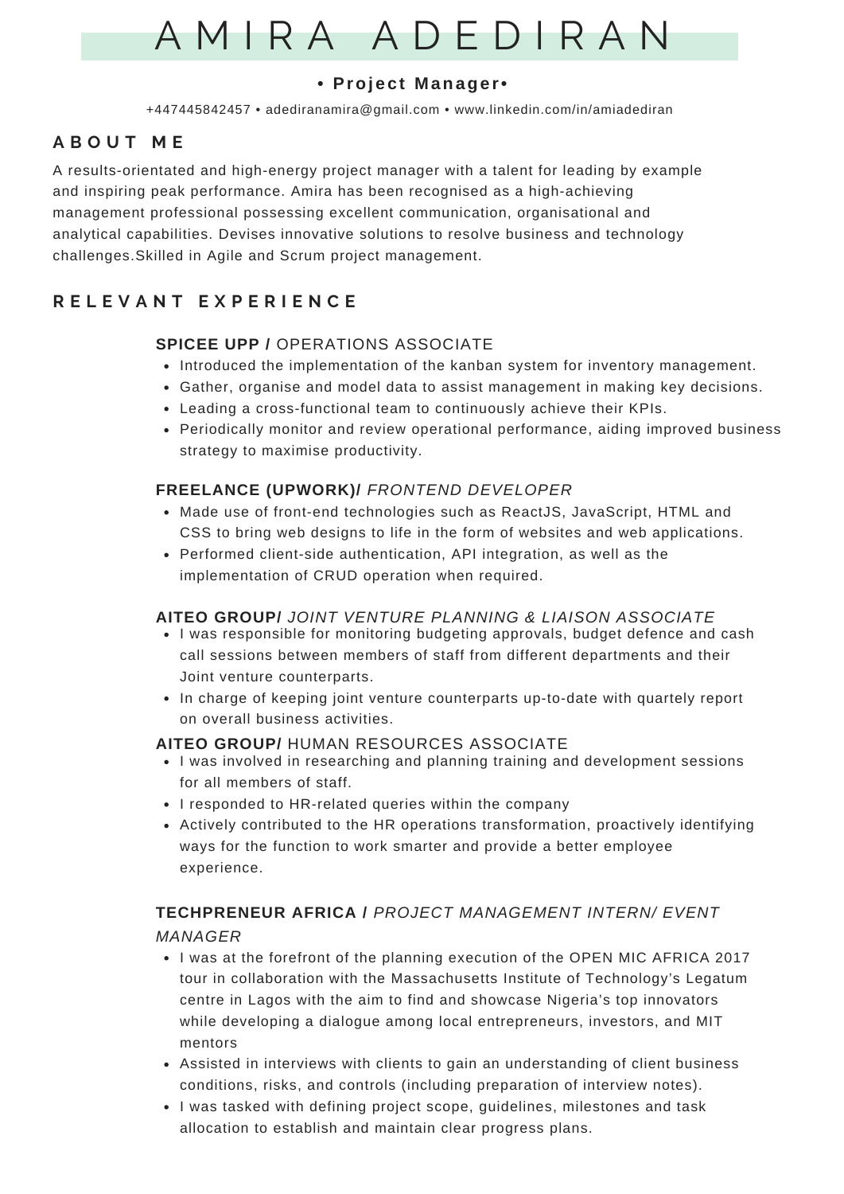# AMIRA ADEDIRAN

**• Project Manager•**

+447445842457 • adediranamira@gmail.com • www.linkedin.com/in/amiadediran

## ABOUT ME

A results-orientated and high-energy project manager with a talent for leading by example and inspiring peak performance. Amira has been recognised as a high-achieving management professional possessing excellent communication, organisational and analytical capabilities. Devises innovative solutions to resolve business and technology challenges.Skilled in Agile and Scrum project management.

## RELEVANT EXPERIENCE

### **SPICEE UPP /** OPERATIONS ASSOCIATE

- Introduced the implementation of the kanban system for inventory management.
- Gather, organise and model data to assist management in making key decisions.
- Leading a cross-functional team to continuously achieve their KPIs.
- Periodically monitor and review operational performance, aiding improved business strategy to maximise productivity.

### **FREELANCE (UPWORK)/** *FRONTEND DEVELOPER*

- Made use of front-end technologies such as ReactJS, JavaScript, HTML and CSS to bring web designs to life in the form of websites and web applications.
- Performed client-side authentication, API integration, as well as the implementation of CRUD operation when required.

### **AITEO GROUP/** *JOINT VENTURE PLANNING & LIAISON ASSOCIATE*

- I was responsible for monitoring budgeting approvals, budget defence and cash call sessions between members of staff from different departments and their Joint venture counterparts.
- In charge of keeping joint venture counterparts up-to-date with quartely report on overall business activities.

### **AITEO GROUP/** HUMAN RESOURCES ASSOCIATE

- I was involved in researching and planning training and development sessions for all members of staff.
- I responded to HR-related queries within the company
- Actively contributed to the HR operations transformation, proactively identifying ways for the function to work smarter and provide a better employee experience.

### **TECHPRENEUR AFRICA /** *PROJECT MANAGEMENT INTERN/ EVENT MANAGER*

- I was at the forefront of the planning execution of the OPEN MIC AFRICA 2017 tour in collaboration with the Massachusetts Institute of Technology's Legatum centre in Lagos with the aim to find and showcase Nigeria's top innovators while developing a dialogue among local entrepreneurs, investors, and MIT mentors
- Assisted in interviews with clients to gain an understanding of client business conditions, risks, and controls (including preparation of interview notes).
- I was tasked with defining project scope, guidelines, milestones and task allocation to establish and maintain clear progress plans.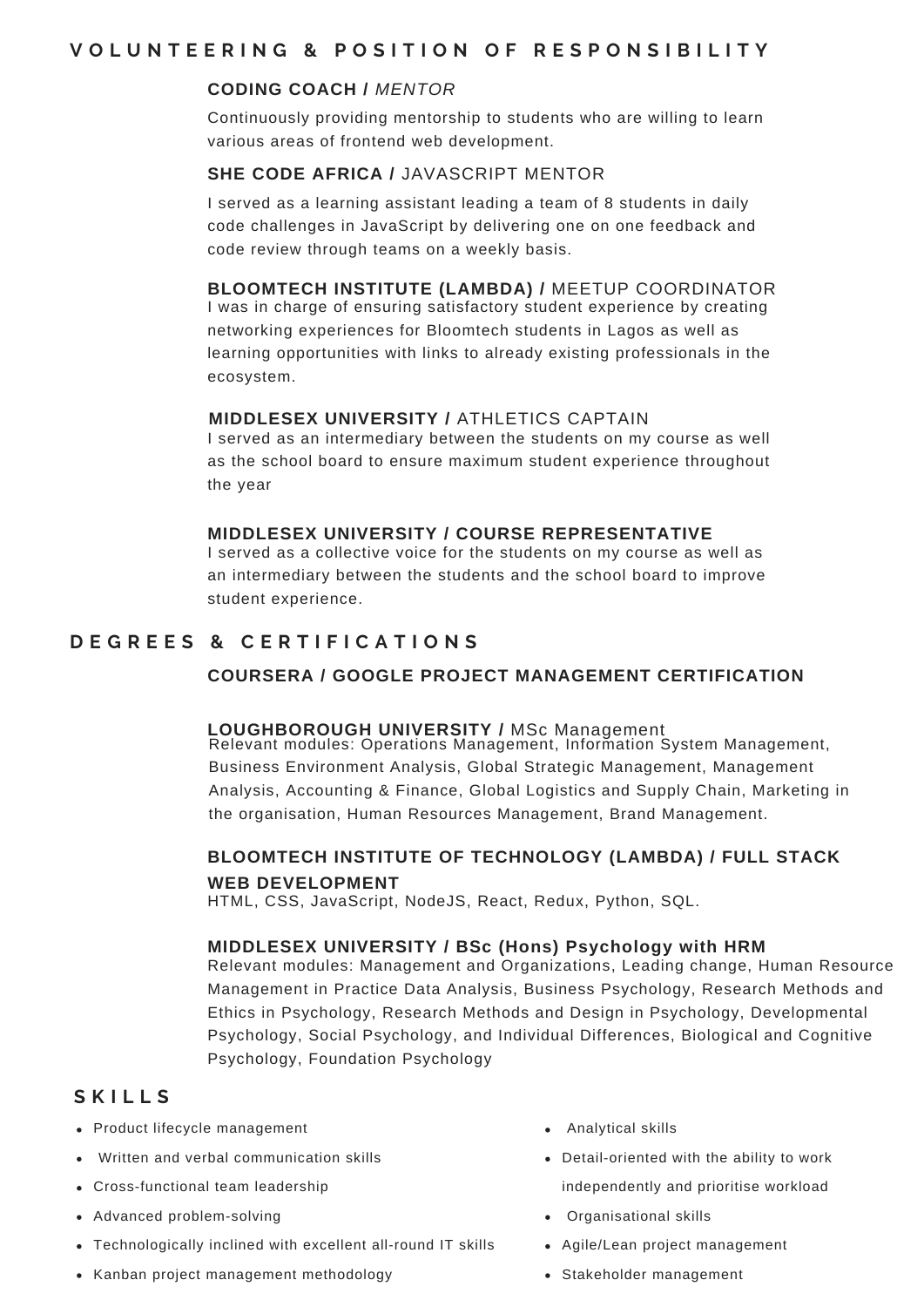## VOLUNTEERING & POSITION OF RESPONSIBILITY

### CODING COACH / *MENTOR*

Continuously providing mentorship to students who are willing to learn various areas of frontend web development.

### SHE CODE AFRICA / JAVASCRIPT MENTOR

I served as a learning assistant leading a team of 8 students in daily code challenges in JavaScript by delivering one on one feedback and code review through teams on a weekly basis.

### BLOOMTECH INSTITUTE (LAMBDA) / MEETUP COORDINATOR

I was in charge of ensuring satisfactory student experience by creating networking experiences for Bloomtech students in Lagos as well as learning opportunities with links to already existing professionals in the ecosystem.

### MIDDLESEX UNIVERSITY / ATHLETICS CAPTAIN

I served as an intermediary between the students on my course as well as the school board to ensure maximum student experience throughout the year

### MIDDLESEX UNIVERSITY / COURSE REPRESENTATIVE

I served as a collective voice for the students on my course as well as an intermediary between the students and the school board to improve student experience.

## DEGREES & CERTIFICATIONS

### COURSERA / GOOGLE PROJECT MANAGEMENT CERTIFICATION

### LOUGHBOROUGH UNIVERSITY / MSc Management

Relevant modules: Operations Management, Information System Management, Business Environment Analysis, Global Strategic Management, Management Analysis, Accounting & Finance, Global Logistics and Supply Chain, Marketing in the organisation, Human Resources Management, Brand Management.

### BLOOMTECH INSTITUTE OF TECHNOLOGY (LAMBDA) / FULL STACK WEB DEVELOPMENT

HTML, CSS, JavaScript, NodeJS, React, Redux, Python, SQL.

### MIDDLESEX UNIVERSITY / BSc (Hons) Psychology with HRM

Relevant modules: Management and Organizations, Leading change, Human Resource Management in Practice Data Analysis, Business Psychology, Research Methods and Ethics in Psychology, Research Methods and Design in Psychology, Developmental Psychology, Social Psychology, and Individual Differences, Biological and Cognitive Psychology, Foundation Psychology

## SKILLS

- Product lifecycle management
- Written and verbal communication skills
- Cross-functional team leadership
- Advanced problem-solving
- Technologically inclined with excellent all-round IT skills
- Kanban project management methodology
- Analytical skills
- Detail-oriented with the ability to work independently and prioritise workload
- Organisational skills
- Agile/Lean project management
- Stakeholder management